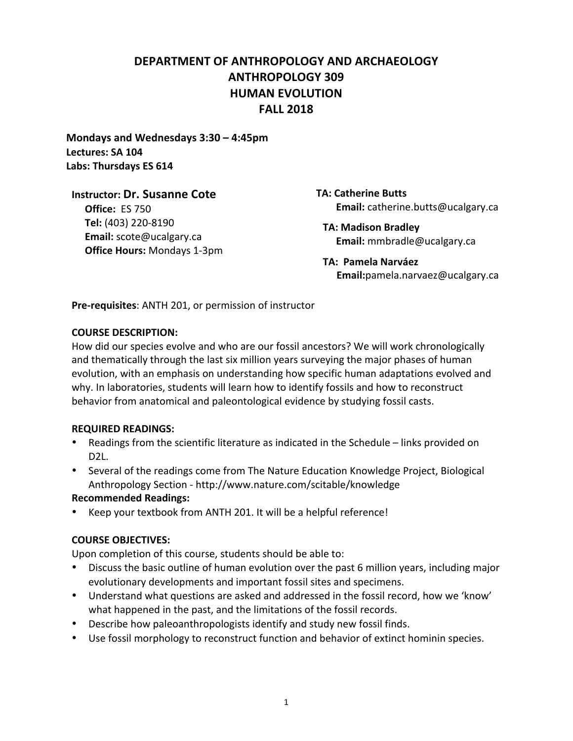# DEPARTMENT OF ANTHROPOLOGY AND ARCHAEOLOGY
# ANTHROPOLOGY 309
# HUMAN EVOLUTION
# FALL 2018

**Mondays and Wednesdays 3:30 – 4:45pm**
**Lectures: SA 104**
**Labs: Thursdays ES 614**

**Instructor: Dr. Susanne Cote**
**Office:** ES 750
**Tel:** (403) 220-8190
**Email:** scote@ucalgary.ca
**Office Hours:** Mondays 1-3pm

**TA: Catherine Butts**
**Email:** catherine.butts@ucalgary.ca

**TA: Madison Bradley**
**Email:** mmbradle@ucalgary.ca

**TA: Pamela Narváez**
**Email:** pamela.narvaez@ucalgary.ca

**Pre-requisites**: ANTH 201, or permission of instructor

**COURSE DESCRIPTION:**
How did our species evolve and who are our fossil ancestors? We will work chronologically and thematically through the last six million years surveying the major phases of human evolution, with an emphasis on understanding how specific human adaptations evolved and why. In laboratories, students will learn how to identify fossils and how to reconstruct behavior from anatomical and paleontological evidence by studying fossil casts.

**REQUIRED READINGS:**
- Readings from the scientific literature as indicated in the Schedule – links provided on D2L.
- Several of the readings come from The Nature Education Knowledge Project, Biological Anthropology Section - http://www.nature.com/scitable/knowledge

**Recommended Readings:**
- Keep your textbook from ANTH 201. It will be a helpful reference!

**COURSE OBJECTIVES:**
Upon completion of this course, students should be able to:
- Discuss the basic outline of human evolution over the past 6 million years, including major evolutionary developments and important fossil sites and specimens.
- Understand what questions are asked and addressed in the fossil record, how we 'know' what happened in the past, and the limitations of the fossil records.
- Describe how paleoanthropologists identify and study new fossil finds.
- Use fossil morphology to reconstruct function and behavior of extinct hominin species.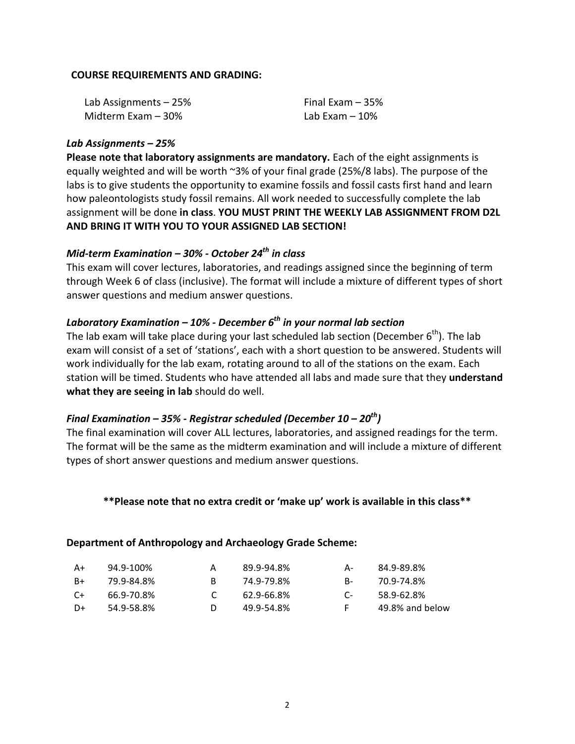## COURSE REQUIREMENTS AND GRADING:

| | |
|---|---|
| Lab Assignments – 25% | Final Exam – 35% |
| Midterm Exam – 30% | Lab Exam – 10% |

### *Lab Assignments – 25%*

**Please note that laboratory assignments are mandatory.** Each of the eight assignments is equally weighted and will be worth ~3% of your final grade (25%/8 labs). The purpose of the labs is to give students the opportunity to examine fossils and fossil casts first hand and learn how paleontologists study fossil remains. All work needed to successfully complete the lab assignment will be done **in class**. **YOU MUST PRINT THE WEEKLY LAB ASSIGNMENT FROM D2L AND BRING IT WITH YOU TO YOUR ASSIGNED LAB SECTION!**

### *Mid-term Examination – 30% - October 24th in class*

This exam will cover lectures, laboratories, and readings assigned since the beginning of term through Week 6 of class (inclusive). The format will include a mixture of different types of short answer questions and medium answer questions.

### *Laboratory Examination – 10% - December 6th in your normal lab section*

The lab exam will take place during your last scheduled lab section (December 6th). The lab exam will consist of a set of 'stations', each with a short question to be answered. Students will work individually for the lab exam, rotating around to all of the stations on the exam. Each station will be timed. Students who have attended all labs and made sure that they **understand what they are seeing in lab** should do well.

### *Final Examination – 35% - Registrar scheduled (December 10 – 20th)*

The final examination will cover ALL lectures, laboratories, and assigned readings for the term. The format will be the same as the midterm examination and will include a mixture of different types of short answer questions and medium answer questions.

**\*\*Please note that no extra credit or 'make up' work is available in this class\*\***

**Department of Anthropology and Archaeology Grade Scheme:**

| | | | | | |
|---|---|---|---|---|---|
| A+ | 94.9-100% | A | 89.9-94.8% | A- | 84.9-89.8% |
| B+ | 79.9-84.8% | B | 74.9-79.8% | B- | 70.9-74.8% |
| C+ | 66.9-70.8% | C | 62.9-66.8% | C- | 58.9-62.8% |
| D+ | 54.9-58.8% | D | 49.9-54.8% | F | 49.8% and below |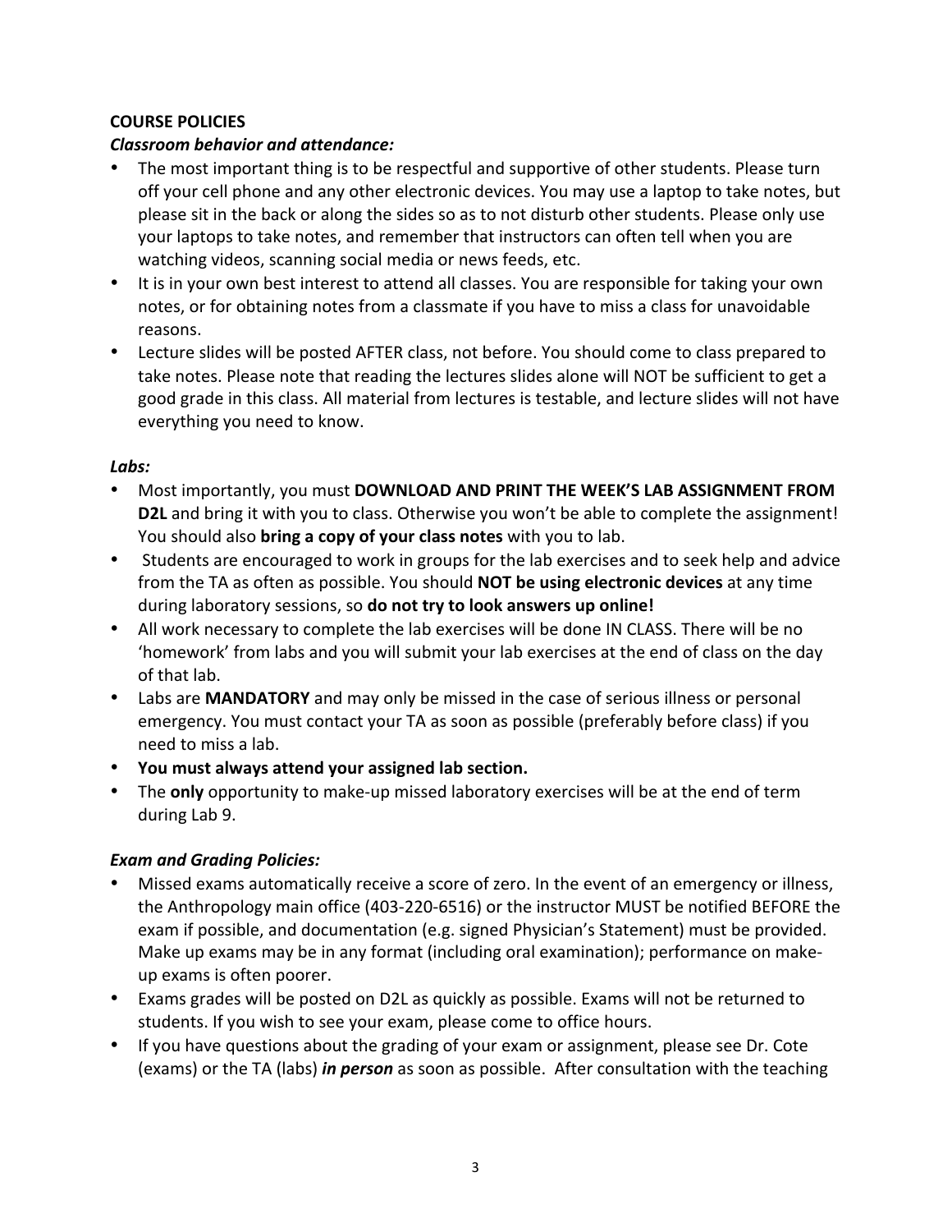**COURSE POLICIES**

***Classroom behavior and attendance:***

- The most important thing is to be respectful and supportive of other students. Please turn off your cell phone and any other electronic devices. You may use a laptop to take notes, but please sit in the back or along the sides so as to not disturb other students. Please only use your laptops to take notes, and remember that instructors can often tell when you are watching videos, scanning social media or news feeds, etc.
- It is in your own best interest to attend all classes. You are responsible for taking your own notes, or for obtaining notes from a classmate if you have to miss a class for unavoidable reasons.
- Lecture slides will be posted AFTER class, not before. You should come to class prepared to take notes. Please note that reading the lectures slides alone will NOT be sufficient to get a good grade in this class. All material from lectures is testable, and lecture slides will not have everything you need to know.

***Labs:***

- Most importantly, you must **DOWNLOAD AND PRINT THE WEEK'S LAB ASSIGNMENT FROM D2L** and bring it with you to class. Otherwise you won't be able to complete the assignment! You should also **bring a copy of your class notes** with you to lab.
- Students are encouraged to work in groups for the lab exercises and to seek help and advice from the TA as often as possible. You should **NOT be using electronic devices** at any time during laboratory sessions, so **do not try to look answers up online!**
- All work necessary to complete the lab exercises will be done IN CLASS. There will be no 'homework' from labs and you will submit your lab exercises at the end of class on the day of that lab.
- Labs are **MANDATORY** and may only be missed in the case of serious illness or personal emergency. You must contact your TA as soon as possible (preferably before class) if you need to miss a lab.
- **You must always attend your assigned lab section.**
- The **only** opportunity to make-up missed laboratory exercises will be at the end of term during Lab 9.

***Exam and Grading Policies:***

- Missed exams automatically receive a score of zero. In the event of an emergency or illness, the Anthropology main office (403-220-6516) or the instructor MUST be notified BEFORE the exam if possible, and documentation (e.g. signed Physician's Statement) must be provided. Make up exams may be in any format (including oral examination); performance on make-up exams is often poorer.
- Exams grades will be posted on D2L as quickly as possible. Exams will not be returned to students. If you wish to see your exam, please come to office hours.
- If you have questions about the grading of your exam or assignment, please see Dr. Cote (exams) or the TA (labs) ***in person*** as soon as possible. After consultation with the teaching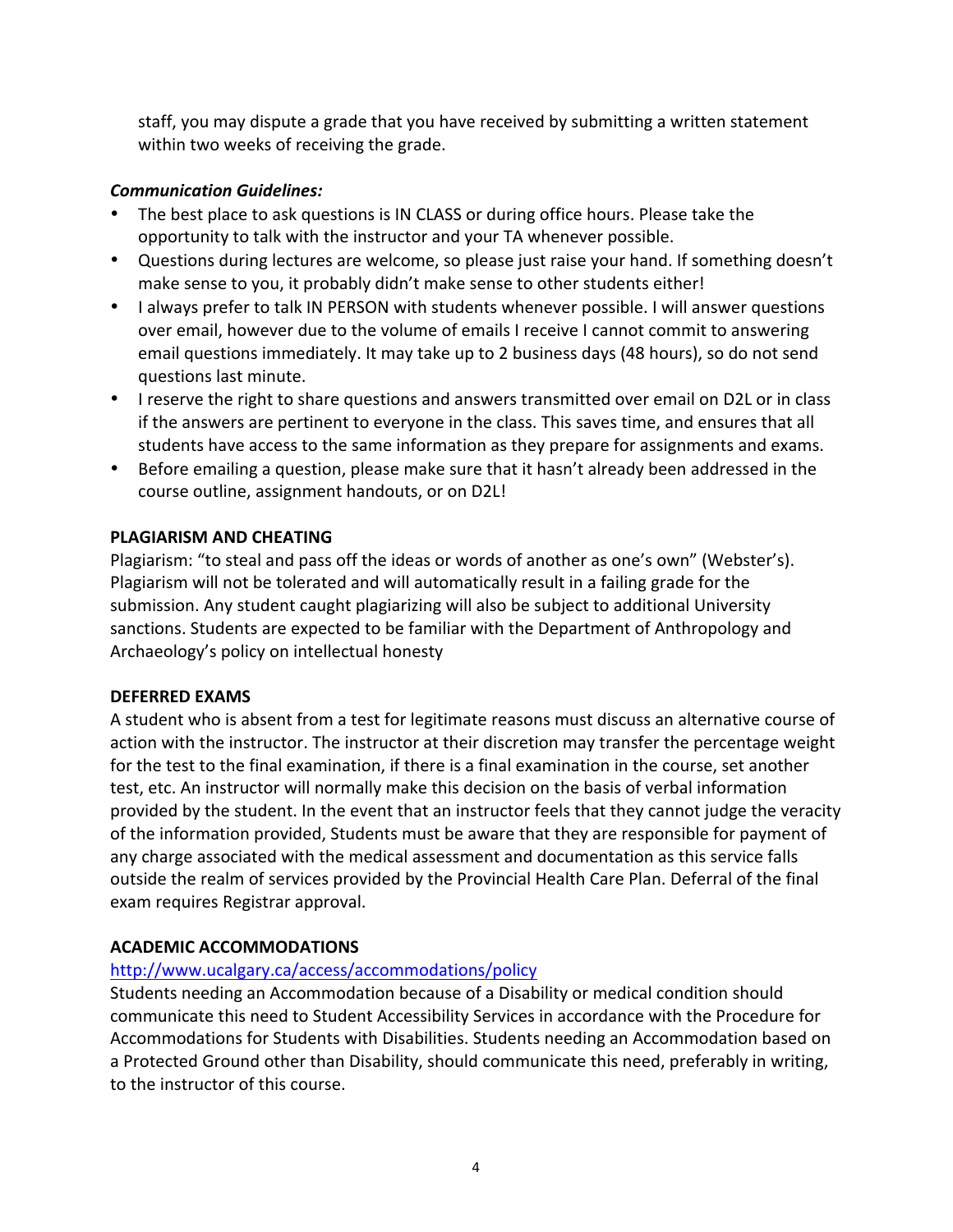staff, you may dispute a grade that you have received by submitting a written statement within two weeks of receiving the grade.

***Communication Guidelines:***

- The best place to ask questions is IN CLASS or during office hours. Please take the opportunity to talk with the instructor and your TA whenever possible.
- Questions during lectures are welcome, so please just raise your hand. If something doesn't make sense to you, it probably didn't make sense to other students either!
- I always prefer to talk IN PERSON with students whenever possible. I will answer questions over email, however due to the volume of emails I receive I cannot commit to answering email questions immediately. It may take up to 2 business days (48 hours), so do not send questions last minute.
- I reserve the right to share questions and answers transmitted over email on D2L or in class if the answers are pertinent to everyone in the class. This saves time, and ensures that all students have access to the same information as they prepare for assignments and exams.
- Before emailing a question, please make sure that it hasn't already been addressed in the course outline, assignment handouts, or on D2L!

**PLAGIARISM AND CHEATING**

Plagiarism: "to steal and pass off the ideas or words of another as one's own" (Webster's). Plagiarism will not be tolerated and will automatically result in a failing grade for the submission. Any student caught plagiarizing will also be subject to additional University sanctions. Students are expected to be familiar with the Department of Anthropology and Archaeology's policy on intellectual honesty

**DEFERRED EXAMS**

A student who is absent from a test for legitimate reasons must discuss an alternative course of action with the instructor. The instructor at their discretion may transfer the percentage weight for the test to the final examination, if there is a final examination in the course, set another test, etc. An instructor will normally make this decision on the basis of verbal information provided by the student. In the event that an instructor feels that they cannot judge the veracity of the information provided, Students must be aware that they are responsible for payment of any charge associated with the medical assessment and documentation as this service falls outside the realm of services provided by the Provincial Health Care Plan. Deferral of the final exam requires Registrar approval.

**ACADEMIC ACCOMMODATIONS**

http://www.ucalgary.ca/access/accommodations/policy

Students needing an Accommodation because of a Disability or medical condition should communicate this need to Student Accessibility Services in accordance with the Procedure for Accommodations for Students with Disabilities. Students needing an Accommodation based on a Protected Ground other than Disability, should communicate this need, preferably in writing, to the instructor of this course.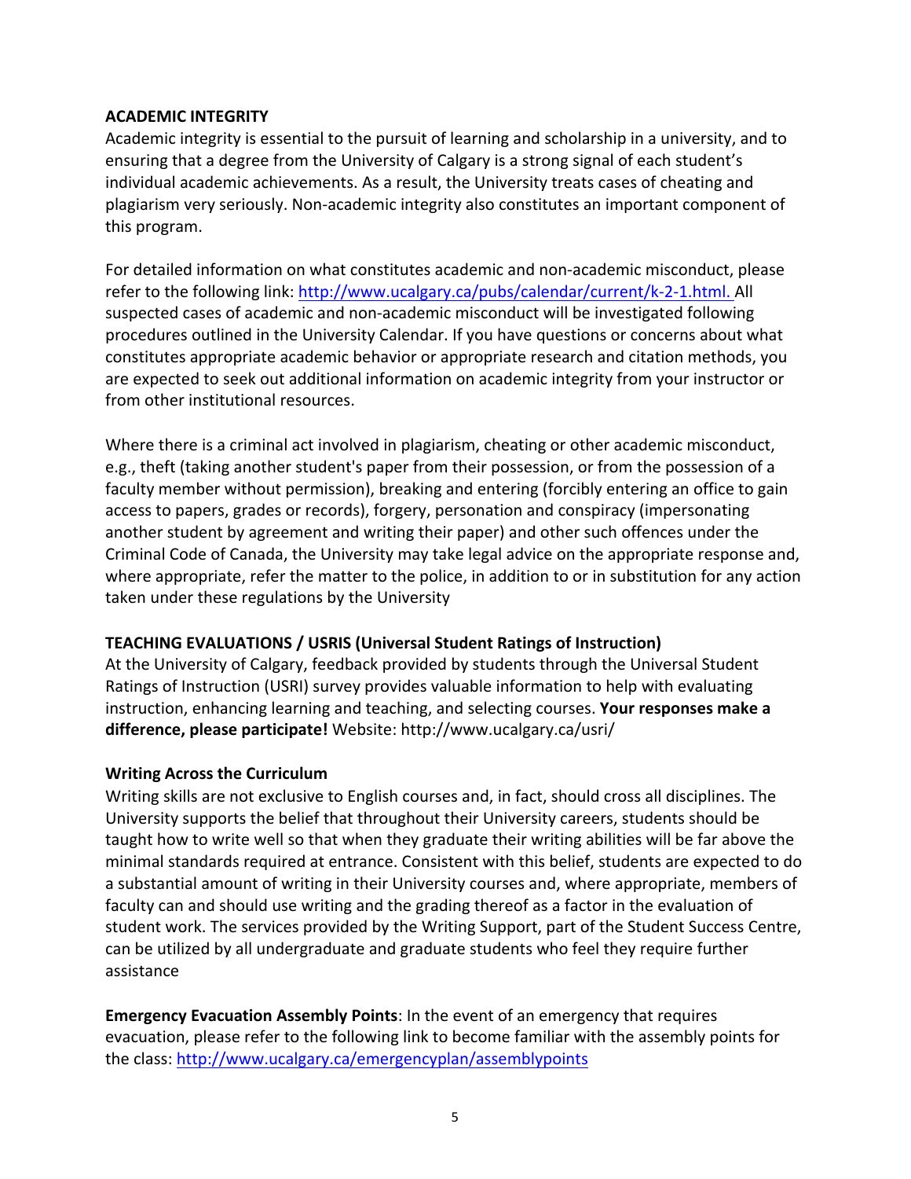**ACADEMIC INTEGRITY**

Academic integrity is essential to the pursuit of learning and scholarship in a university, and to ensuring that a degree from the University of Calgary is a strong signal of each student's individual academic achievements. As a result, the University treats cases of cheating and plagiarism very seriously. Non-academic integrity also constitutes an important component of this program.

For detailed information on what constitutes academic and non-academic misconduct, please refer to the following link: http://www.ucalgary.ca/pubs/calendar/current/k-2-1.html. All suspected cases of academic and non-academic misconduct will be investigated following procedures outlined in the University Calendar. If you have questions or concerns about what constitutes appropriate academic behavior or appropriate research and citation methods, you are expected to seek out additional information on academic integrity from your instructor or from other institutional resources.

Where there is a criminal act involved in plagiarism, cheating or other academic misconduct, e.g., theft (taking another student's paper from their possession, or from the possession of a faculty member without permission), breaking and entering (forcibly entering an office to gain access to papers, grades or records), forgery, personation and conspiracy (impersonating another student by agreement and writing their paper) and other such offences under the Criminal Code of Canada, the University may take legal advice on the appropriate response and, where appropriate, refer the matter to the police, in addition to or in substitution for any action taken under these regulations by the University

**TEACHING EVALUATIONS / USRIS (Universal Student Ratings of Instruction)**

At the University of Calgary, feedback provided by students through the Universal Student Ratings of Instruction (USRI) survey provides valuable information to help with evaluating instruction, enhancing learning and teaching, and selecting courses. **Your responses make a difference, please participate!** Website: http://www.ucalgary.ca/usri/

**Writing Across the Curriculum**

Writing skills are not exclusive to English courses and, in fact, should cross all disciplines. The University supports the belief that throughout their University careers, students should be taught how to write well so that when they graduate their writing abilities will be far above the minimal standards required at entrance. Consistent with this belief, students are expected to do a substantial amount of writing in their University courses and, where appropriate, members of faculty can and should use writing and the grading thereof as a factor in the evaluation of student work. The services provided by the Writing Support, part of the Student Success Centre, can be utilized by all undergraduate and graduate students who feel they require further assistance

**Emergency Evacuation Assembly Points**: In the event of an emergency that requires evacuation, please refer to the following link to become familiar with the assembly points for the class: http://www.ucalgary.ca/emergencyplan/assemblypoints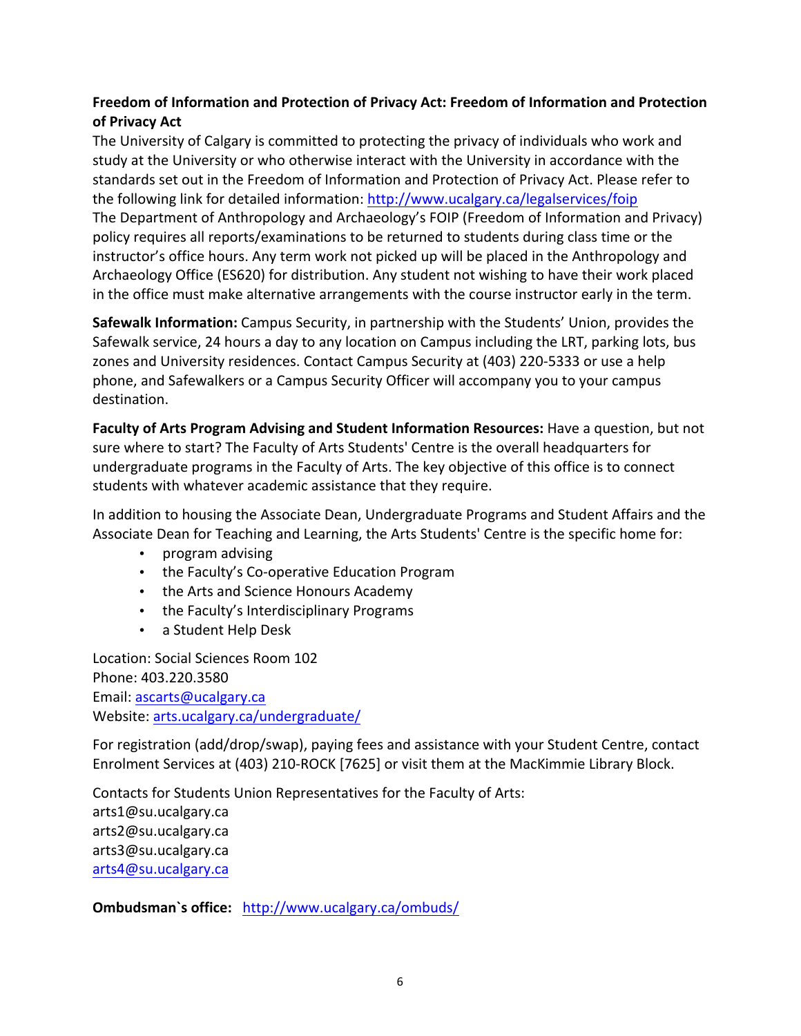**Freedom of Information and Protection of Privacy Act: Freedom of Information and Protection of Privacy Act**

The University of Calgary is committed to protecting the privacy of individuals who work and study at the University or who otherwise interact with the University in accordance with the standards set out in the Freedom of Information and Protection of Privacy Act. Please refer to the following link for detailed information: http://www.ucalgary.ca/legalservices/foip

The Department of Anthropology and Archaeology's FOIP (Freedom of Information and Privacy) policy requires all reports/examinations to be returned to students during class time or the instructor's office hours. Any term work not picked up will be placed in the Anthropology and Archaeology Office (ES620) for distribution. Any student not wishing to have their work placed in the office must make alternative arrangements with the course instructor early in the term.

**Safewalk Information:** Campus Security, in partnership with the Students' Union, provides the Safewalk service, 24 hours a day to any location on Campus including the LRT, parking lots, bus zones and University residences. Contact Campus Security at (403) 220-5333 or use a help phone, and Safewalkers or a Campus Security Officer will accompany you to your campus destination.

**Faculty of Arts Program Advising and Student Information Resources:** Have a question, but not sure where to start? The Faculty of Arts Students' Centre is the overall headquarters for undergraduate programs in the Faculty of Arts. The key objective of this office is to connect students with whatever academic assistance that they require.

In addition to housing the Associate Dean, Undergraduate Programs and Student Affairs and the Associate Dean for Teaching and Learning, the Arts Students' Centre is the specific home for:

- program advising
- the Faculty's Co-operative Education Program
- the Arts and Science Honours Academy
- the Faculty's Interdisciplinary Programs
- a Student Help Desk

Location: Social Sciences Room 102
Phone: 403.220.3580
Email: ascarts@ucalgary.ca
Website: arts.ucalgary.ca/undergraduate/

For registration (add/drop/swap), paying fees and assistance with your Student Centre, contact Enrolment Services at (403) 210-ROCK [7625] or visit them at the MacKimmie Library Block.

Contacts for Students Union Representatives for the Faculty of Arts:
arts1@su.ucalgary.ca
arts2@su.ucalgary.ca
arts3@su.ucalgary.ca
arts4@su.ucalgary.ca

**Ombudsman`s office:** http://www.ucalgary.ca/ombuds/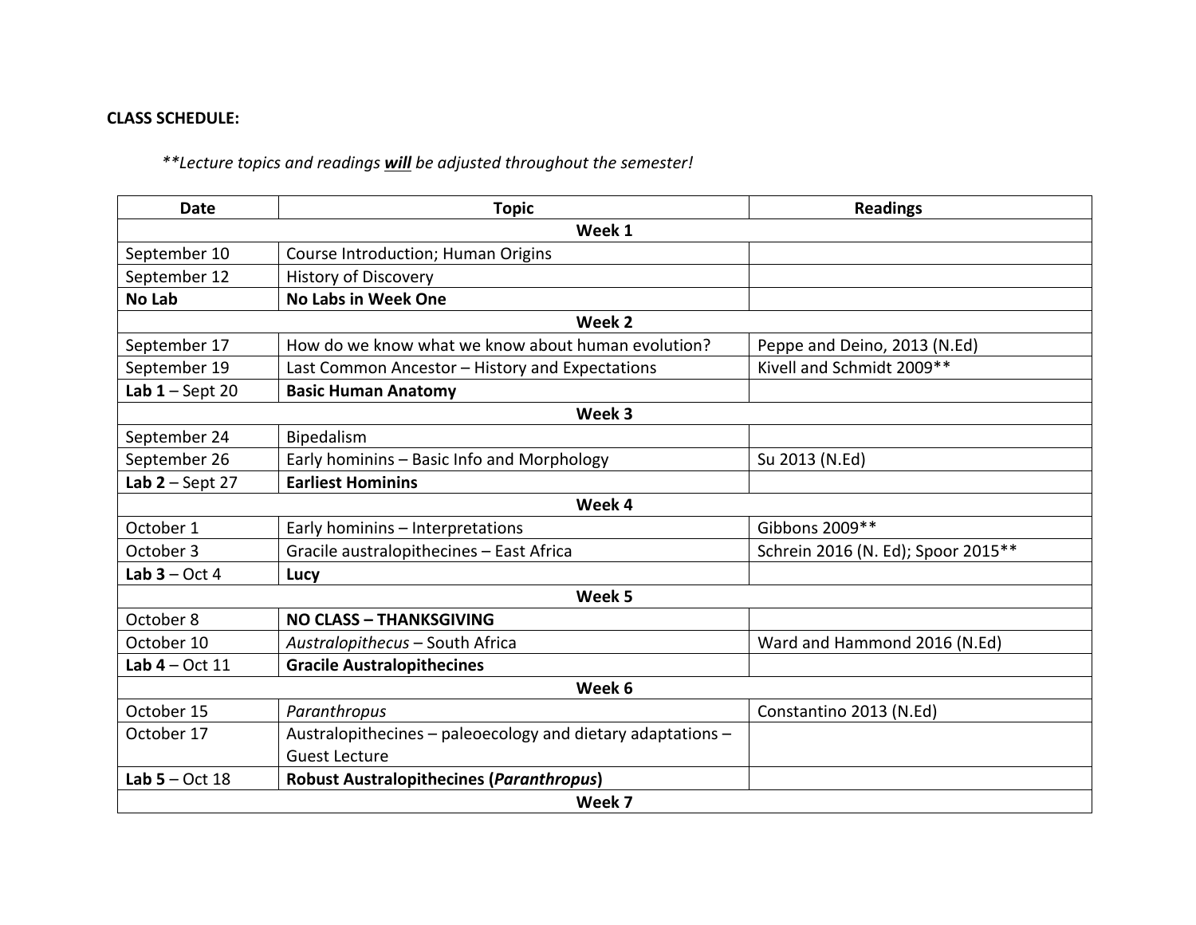**CLASS SCHEDULE:**

*\*\*Lecture topics and readings* ***will*** *be adjusted throughout the semester!*

| Date | Topic | Readings |
|---|---|---|
| **Week 1** | | |
| September 10 | Course Introduction; Human Origins | |
| September 12 | History of Discovery | |
| **No Lab** | **No Labs in Week One** | |
| **Week 2** | | |
| September 17 | How do we know what we know about human evolution? | Peppe and Deino, 2013 (N.Ed) |
| September 19 | Last Common Ancestor – History and Expectations | Kivell and Schmidt 2009** |
| **Lab 1** – Sept 20 | **Basic Human Anatomy** | |
| **Week 3** | | |
| September 24 | Bipedalism | |
| September 26 | Early hominins – Basic Info and Morphology | Su 2013 (N.Ed) |
| **Lab 2** – Sept 27 | **Earliest Hominins** | |
| **Week 4** | | |
| October 1 | Early hominins – Interpretations | Gibbons 2009** |
| October 3 | Gracile australopithecines – East Africa | Schrein 2016 (N. Ed); Spoor 2015** |
| **Lab 3** – Oct 4 | **Lucy** | |
| **Week 5** | | |
| October 8 | **NO CLASS – THANKSGIVING** | |
| October 10 | *Australopithecus* – South Africa | Ward and Hammond 2016 (N.Ed) |
| **Lab 4** – Oct 11 | **Gracile Australopithecines** | |
| **Week 6** | | |
| October 15 | *Paranthropus* | Constantino 2013 (N.Ed) |
| October 17 | Australopithecines – paleoecology and dietary adaptations – Guest Lecture | |
| **Lab 5** – Oct 18 | **Robust Australopithecines (*Paranthropus*)** | |
| **Week 7** | | |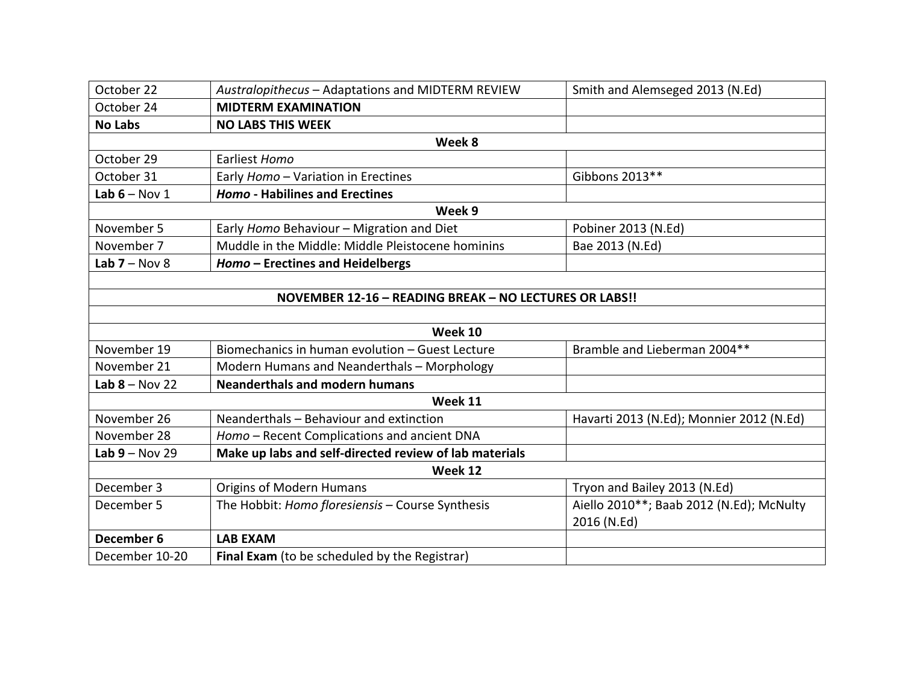| | | |
|---|---|---|
| October 22 | *Australopithecus* – Adaptations and MIDTERM REVIEW | Smith and Alemseged 2013 (N.Ed) |
| October 24 | **MIDTERM EXAMINATION** | |
| **No Labs** | **NO LABS THIS WEEK** | |
| | **Week 8** | |
| October 29 | Earliest *Homo* | |
| October 31 | Early *Homo* – Variation in Erectines | Gibbons 2013** |
| **Lab 6** – Nov 1 | ***Homo* - Habilines and Erectines** | |
| | **Week 9** | |
| November 5 | Early *Homo* Behaviour – Migration and Diet | Pobiner 2013 (N.Ed) |
| November 7 | Muddle in the Middle: Middle Pleistocene hominins | Bae 2013 (N.Ed) |
| **Lab 7** – Nov 8 | ***Homo* – Erectines and Heidelbergs** | |
| | | |
| | **NOVEMBER 12-16 – READING BREAK – NO LECTURES OR LABS!!** | |
| | | |
| | **Week 10** | |
| November 19 | Biomechanics in human evolution – Guest Lecture | Bramble and Lieberman 2004** |
| November 21 | Modern Humans and Neanderthals – Morphology | |
| **Lab 8** – Nov 22 | **Neanderthals and modern humans** | |
| | **Week 11** | |
| November 26 | Neanderthals – Behaviour and extinction | Havarti 2013 (N.Ed); Monnier 2012 (N.Ed) |
| November 28 | *Homo* – Recent Complications and ancient DNA | |
| **Lab 9** – Nov 29 | **Make up labs and self-directed review of lab materials** | |
| | **Week 12** | |
| December 3 | Origins of Modern Humans | Tryon and Bailey 2013 (N.Ed) |
| December 5 | The Hobbit: *Homo floresiensis* – Course Synthesis | Aiello 2010**; Baab 2012 (N.Ed); McNulty 2016 (N.Ed) |
| **December 6** | **LAB EXAM** | |
| December 10-20 | **Final Exam** (to be scheduled by the Registrar) | |